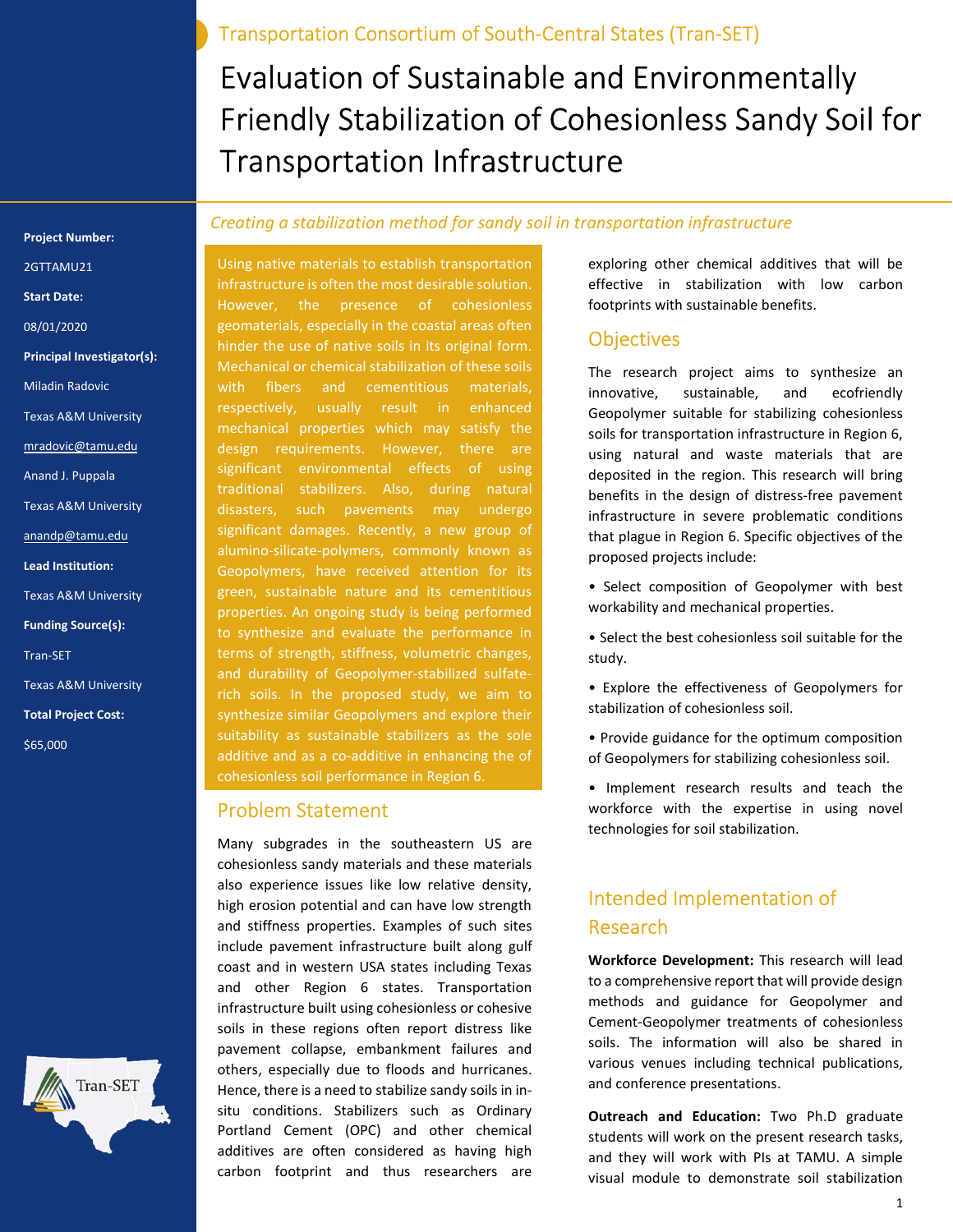Transportation Consortium of South-Central States (Tran-SET)

# Evaluation of Sustainable and Environmentally Friendly Stabilization of Cohesionless Sandy Soil for Transportation Infrastructure

*Creating a stabilization method for sandy soil in transportation infrastructure*

**Project Number:**

2GTTAMU21

**Start Date:**

08/01/2020

**Principal Investigator(s):**

Miladin Radovic

Texas A&M University

mradovic@tamu.edu

Anand J. Puppala

Texas A&M University

anandp@tamu.edu

**Lead Institution:**

Texas A&M University

**Funding Source(s):**

Tran-SET

Texas A&M University

**Total Project Cost:**

$65,000

Using native materials to establish transportation infrastructure is often the most desirable solution. However, the presence of cohesionless geomaterials, especially in the coastal areas often hinder the use of native soils in its original form. Mechanical or chemical stabilization of these soils with fibers and cementitious materials, respectively, usually result in enhanced mechanical properties which may satisfy the design requirements. However, there are significant environmental effects of using traditional stabilizers. Also, during natural disasters, such pavements may undergo significant damages. Recently, a new group of alumino-silicate-polymers, commonly known as Geopolymers, have received attention for its green, sustainable nature and its cementitious properties. An ongoing study is being performed to synthesize and evaluate the performance in terms of strength, stiffness, volumetric changes, and durability of Geopolymer-stabilized sulfate-rich soils. In the proposed study, we aim to synthesize similar Geopolymers and explore their suitability as sustainable stabilizers as the sole additive and as a co-additive in enhancing the of cohesionless soil performance in Region 6.

## Problem Statement

Many subgrades in the southeastern US are cohesionless sandy materials and these materials also experience issues like low relative density, high erosion potential and can have low strength and stiffness properties. Examples of such sites include pavement infrastructure built along gulf coast and in western USA states including Texas and other Region 6 states. Transportation infrastructure built using cohesionless or cohesive soils in these regions often report distress like pavement collapse, embankment failures and others, especially due to floods and hurricanes. Hence, there is a need to stabilize sandy soils in in-situ conditions. Stabilizers such as Ordinary Portland Cement (OPC) and other chemical additives are often considered as having high carbon footprint and thus researchers are exploring other chemical additives that will be effective in stabilization with low carbon footprints with sustainable benefits.

## Objectives

The research project aims to synthesize an innovative, sustainable, and ecofriendly Geopolymer suitable for stabilizing cohesionless soils for transportation infrastructure in Region 6, using natural and waste materials that are deposited in the region. This research will bring benefits in the design of distress-free pavement infrastructure in severe problematic conditions that plague in Region 6. Specific objectives of the proposed projects include:

- Select composition of Geopolymer with best workability and mechanical properties.
- Select the best cohesionless soil suitable for the study.
- Explore the effectiveness of Geopolymers for stabilization of cohesionless soil.
- Provide guidance for the optimum composition of Geopolymers for stabilizing cohesionless soil.
- Implement research results and teach the workforce with the expertise in using novel technologies for soil stabilization.

## Intended Implementation of Research

**Workforce Development:** This research will lead to a comprehensive report that will provide design methods and guidance for Geopolymer and Cement-Geopolymer treatments of cohesionless soils. The information will also be shared in various venues including technical publications, and conference presentations.

**Outreach and Education:** Two Ph.D graduate students will work on the present research tasks, and they will work with PIs at TAMU. A simple visual module to demonstrate soil stabilization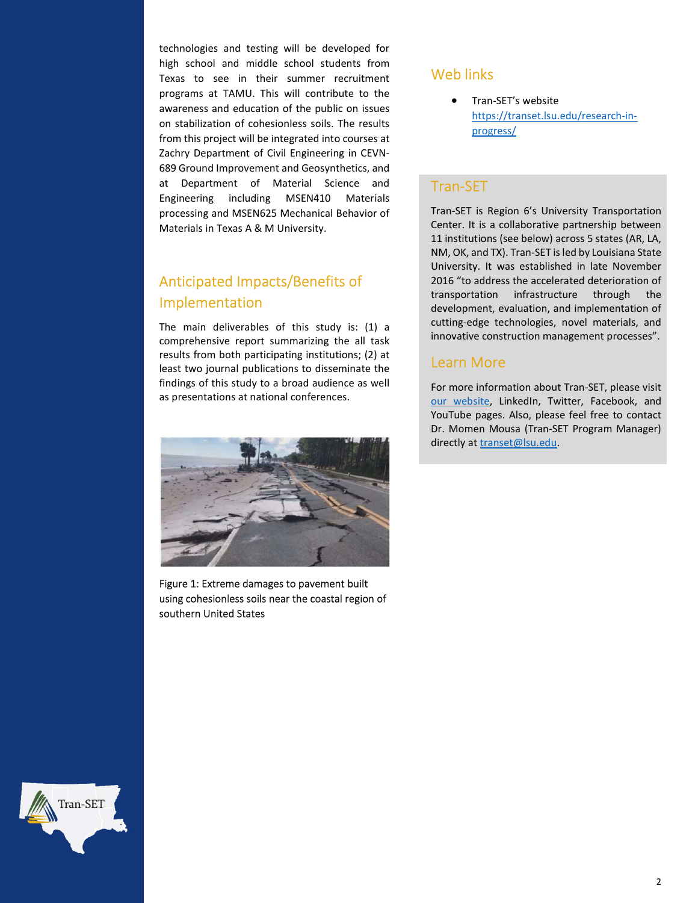technologies and testing will be developed for high school and middle school students from Texas to see in their summer recruitment programs at TAMU. This will contribute to the awareness and education of the public on issues on stabilization of cohesionless soils. The results from this project will be integrated into courses at Zachry Department of Civil Engineering in CEVN-689 Ground Improvement and Geosynthetics, and at Department of Material Science and Engineering including MSEN410 Materials processing and MSEN625 Mechanical Behavior of Materials in Texas A & M University.

## Anticipated Impacts/Benefits of Implementation

The main deliverables of this study is: (1) a comprehensive report summarizing the all task results from both participating institutions; (2) at least two journal publications to disseminate the findings of this study to a broad audience as well as presentations at national conferences.

Figure 1: Extreme damages to pavement built using cohesionless soils near the coastal region of southern United States

## Web links

- Tran-SET's website [https://transet.lsu.edu/research-in-progress/](https://transet.lsu.edu/research-in-progress/)

## Tran-SET

Tran-SET is Region 6's University Transportation Center. It is a collaborative partnership between 11 institutions (see below) across 5 states (AR, LA, NM, OK, and TX). Tran-SET is led by Louisiana State University. It was established in late November 2016 "to address the accelerated deterioration of transportation infrastructure through the development, evaluation, and implementation of cutting-edge technologies, novel materials, and innovative construction management processes".

## Learn More

For more information about Tran-SET, please visit our website, LinkedIn, Twitter, Facebook, and YouTube pages. Also, please feel free to contact Dr. Momen Mousa (Tran-SET Program Manager) directly at transet@lsu.edu.